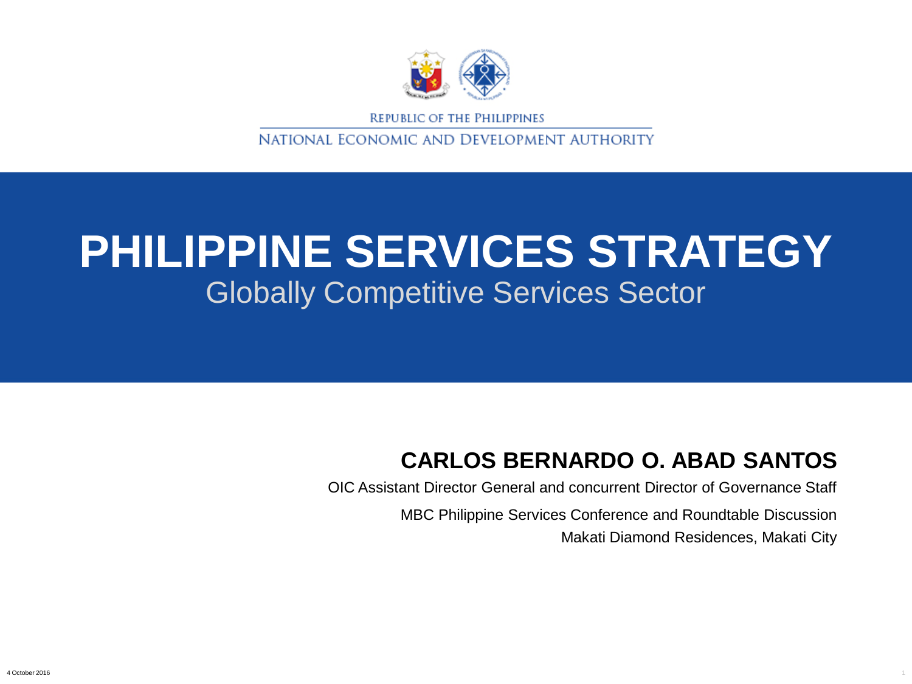REPUBLIC OF THE PHILIPPINES

NATIONAL ECONOMIC AND DEVELOPMENT AUTHORITY

# PHILIPPINE SERVICES STRATEGY

## Globally Competitive Services Sector

**CARLOS BERNARDO O. ABAD SANTOS**

OIC Assistant Director General and concurrent Director of Governance Staff

MBC Philippine Services Conference and Roundtable Discussion

Makati Diamond Residences, Makati City

4 October 2016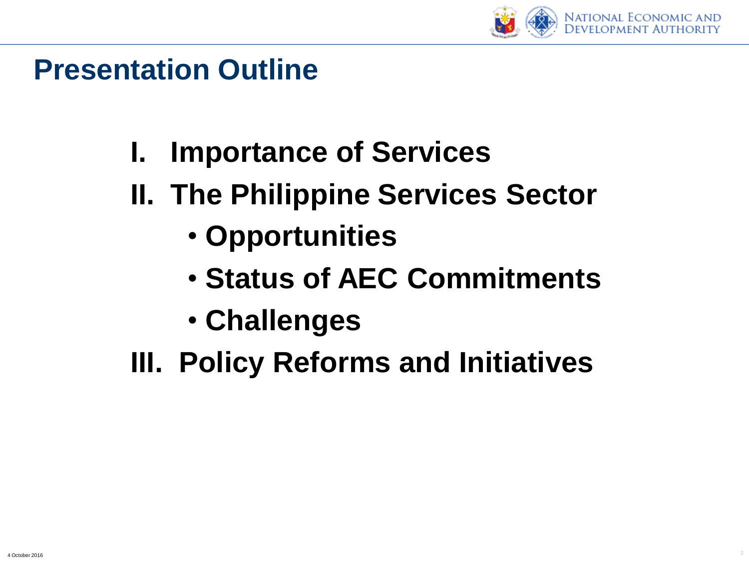# Presentation Outline

I. Importance of Services

II. The Philippine Services Sector
   - Opportunities
   - Status of AEC Commitments
   - Challenges

III. Policy Reforms and Initiatives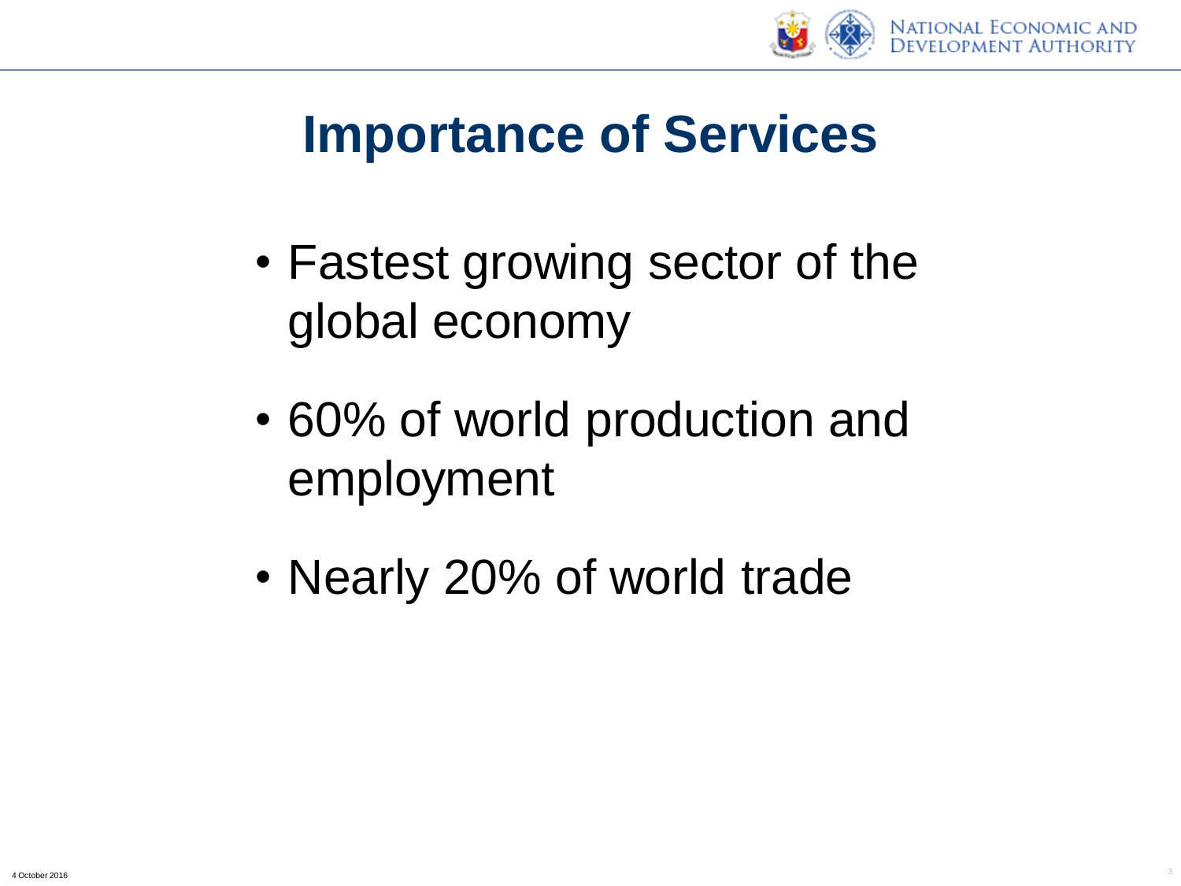# Importance of Services

- Fastest growing sector of the global economy
- 60% of world production and employment
- Nearly 20% of world trade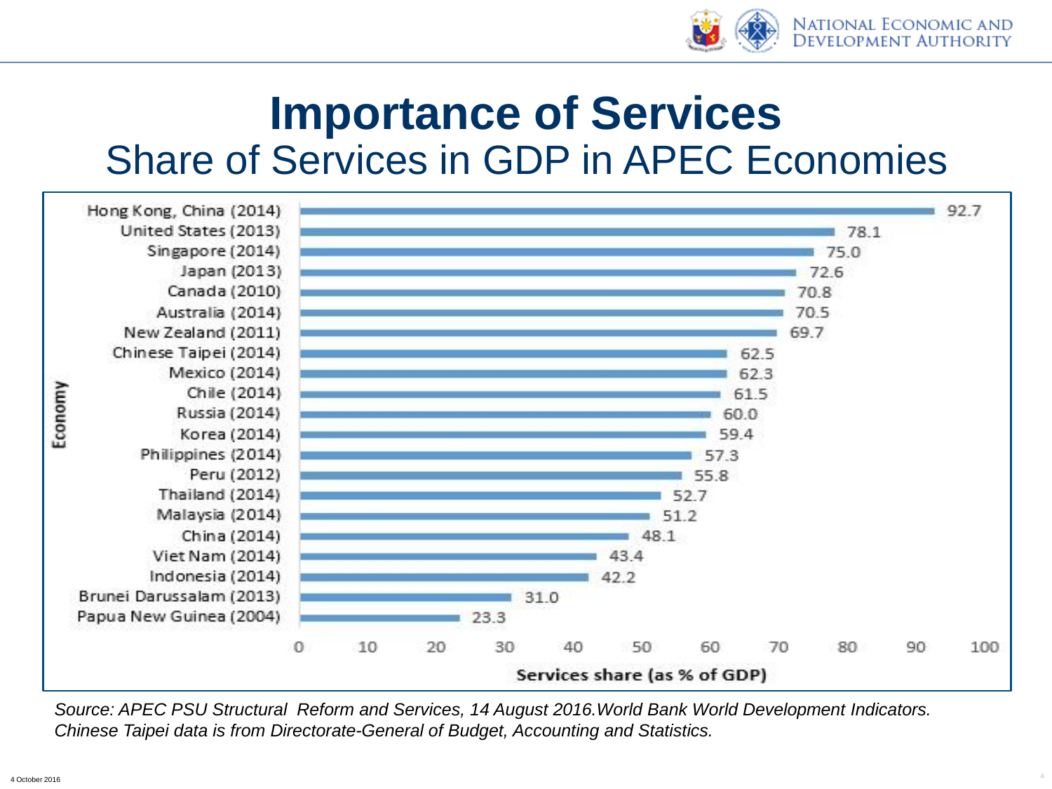# Importance of Services

## Share of Services in GDP in APEC Economies

| Economy | Services share (as % of GDP) |
|---|---|
| Hong Kong, China (2014) | 92.7 |
| United States (2013) | 78.1 |
| Singapore (2014) | 75.0 |
| Japan (2013) | 72.6 |
| Canada (2010) | 70.8 |
| Australia (2014) | 70.5 |
| New Zealand (2011) | 69.7 |
| Chinese Taipei (2014) | 62.5 |
| Mexico (2014) | 62.3 |
| Chile (2014) | 61.5 |
| Russia (2014) | 60.0 |
| Korea (2014) | 59.4 |
| Philippines (2014) | 57.3 |
| Peru (2012) | 55.8 |
| Thailand (2014) | 52.7 |
| Malaysia (2014) | 51.2 |
| China (2014) | 48.1 |
| Viet Nam (2014) | 43.4 |
| Indonesia (2014) | 42.2 |
| Brunei Darussalam (2013) | 31.0 |
| Papua New Guinea (2004) | 23.3 |

*Source: APEC PSU Structural Reform and Services, 14 August 2016.World Bank World Development Indicators. Chinese Taipei data is from Directorate-General of Budget, Accounting and Statistics.*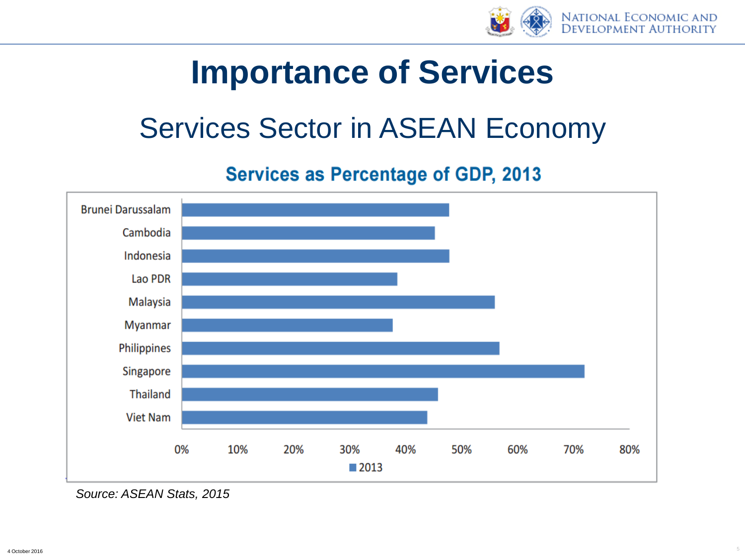# Importance of Services

## Services Sector in ASEAN Economy

### Services as Percentage of GDP, 2013

| Country | 2013 |
|---|---|
| Brunei Darussalam | ~48% |
| Cambodia | ~45% |
| Indonesia | ~48% |
| Lao PDR | ~38% |
| Malaysia | ~56% |
| Myanmar | ~38% |
| Philippines | ~57% |
| Singapore | ~72% |
| Thailand | ~46% |
| Viet Nam | ~44% |

*Source: ASEAN Stats, 2015*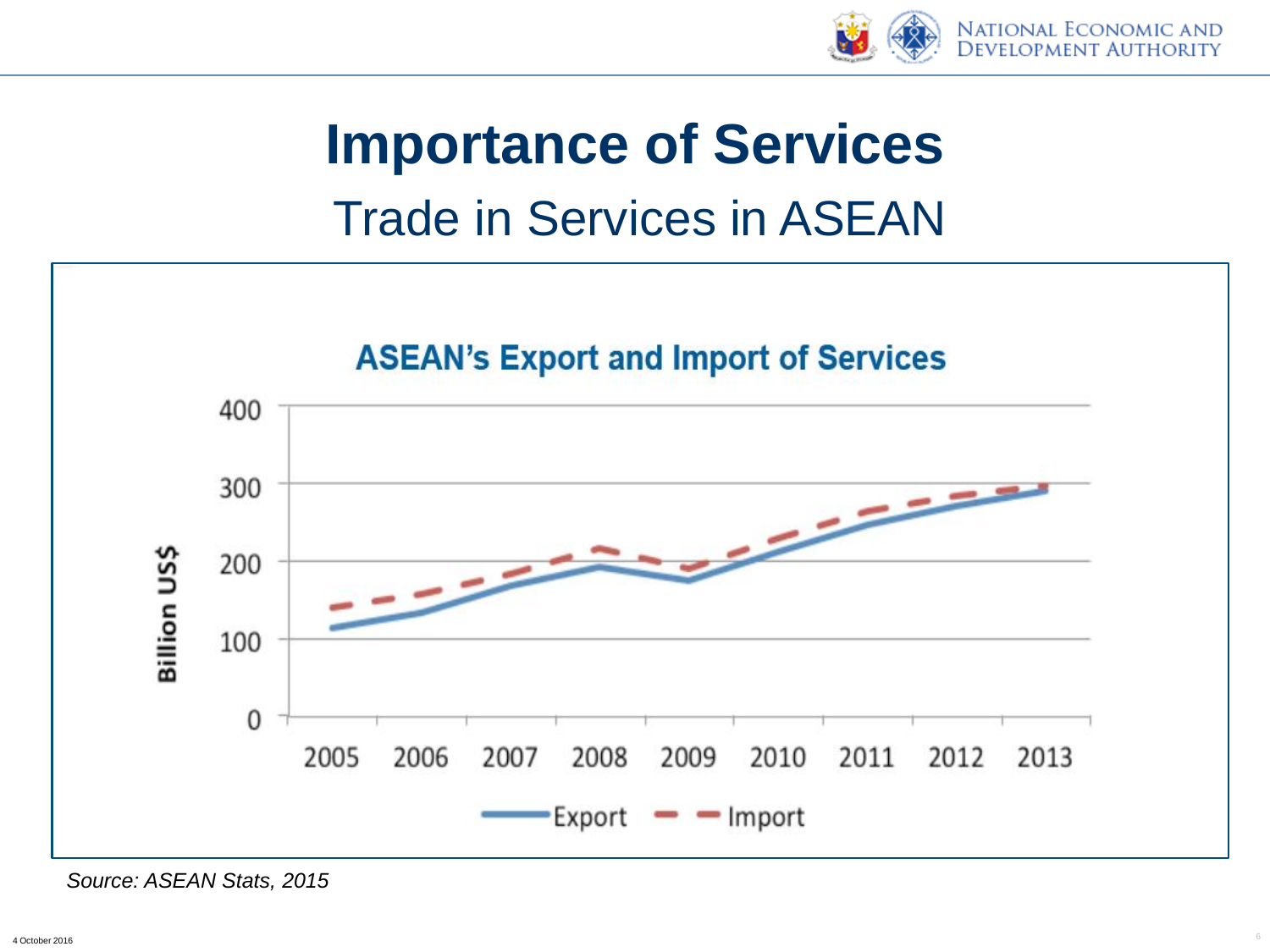# Importance of Services

## Trade in Services in ASEAN

**ASEAN's Export and Import of Services**

Billion US$

400
300
200
100
0

2005 2006 2007 2008 2009 2010 2011 2012 2013

Export — Import

*Source: ASEAN Stats, 2015*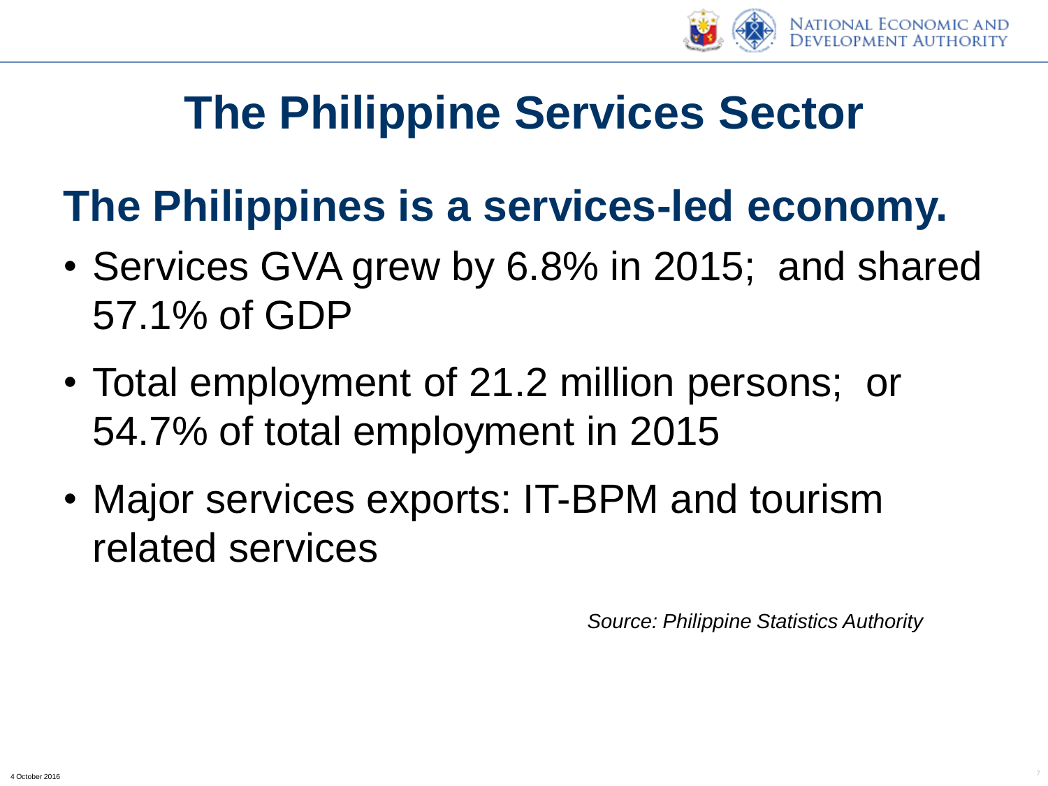# The Philippine Services Sector

## The Philippines is a services-led economy.

- Services GVA grew by 6.8% in 2015; and shared 57.1% of GDP
- Total employment of 21.2 million persons; or 54.7% of total employment in 2015
- Major services exports: IT-BPM and tourism related services

*Source: Philippine Statistics Authority*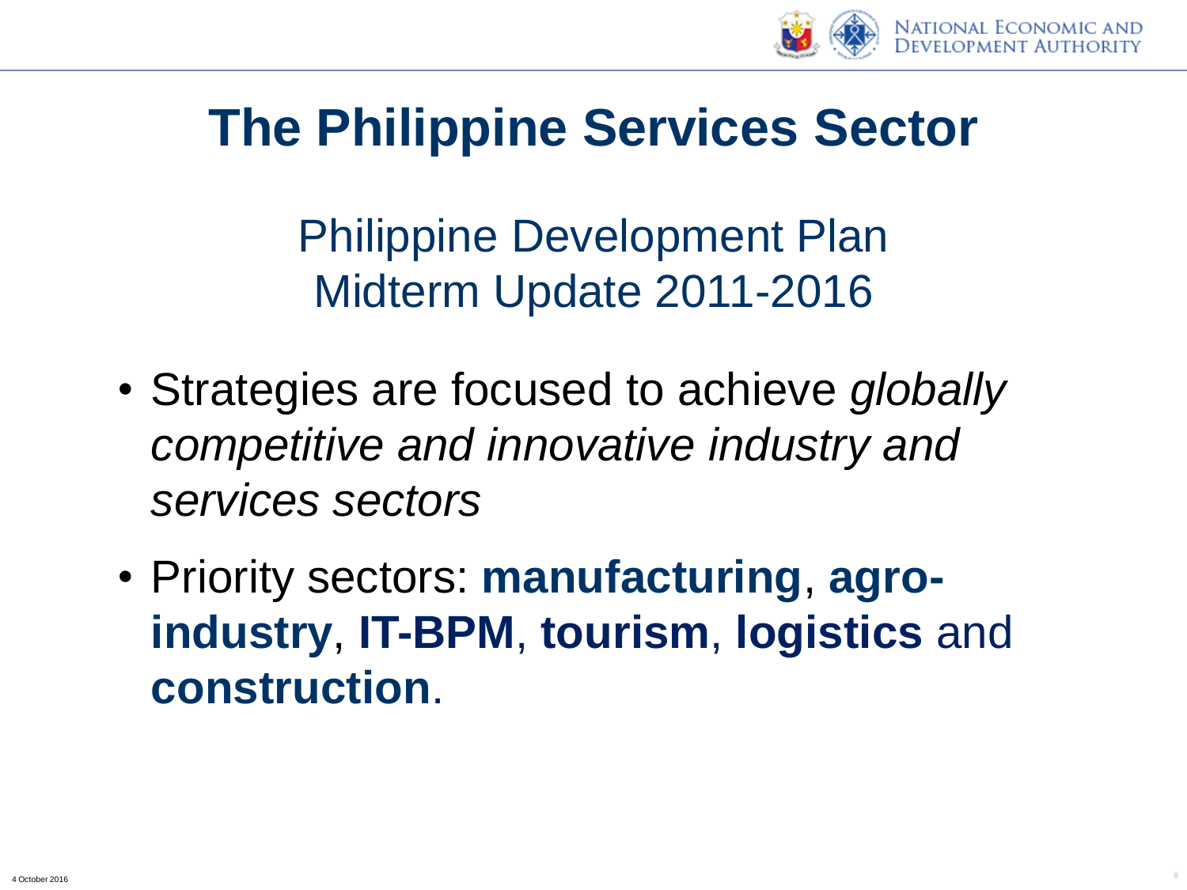# The Philippine Services Sector

## Philippine Development Plan
## Midterm Update 2011-2016

- Strategies are focused to achieve *globally competitive and innovative industry and services sectors*
- Priority sectors: **manufacturing**, **agro-industry**, **IT-BPM**, **tourism**, **logistics** and **construction**.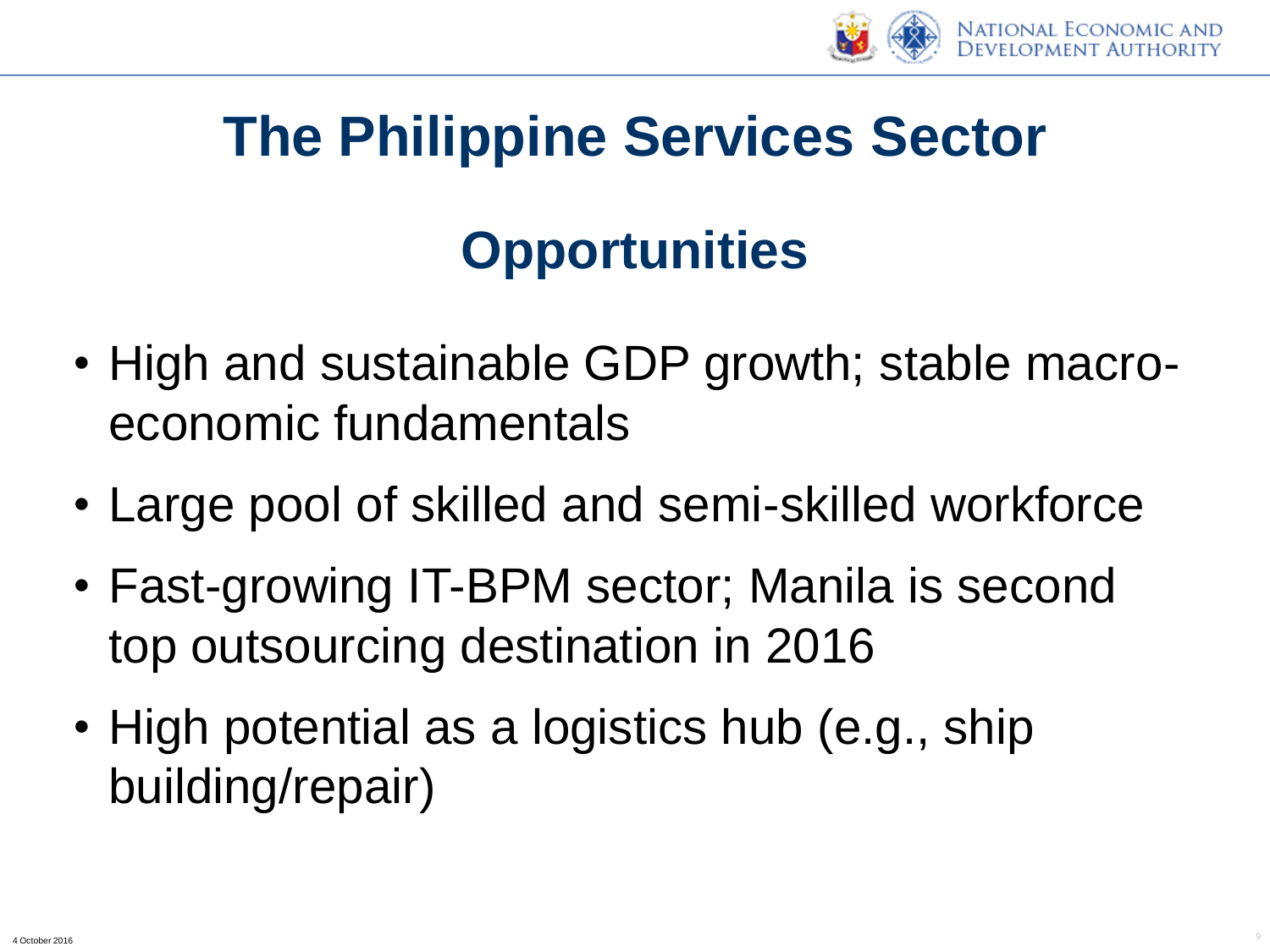# The Philippine Services Sector

## Opportunities

- High and sustainable GDP growth; stable macro-economic fundamentals
- Large pool of skilled and semi-skilled workforce
- Fast-growing IT-BPM sector; Manila is second top outsourcing destination in 2016
- High potential as a logistics hub (e.g., ship building/repair)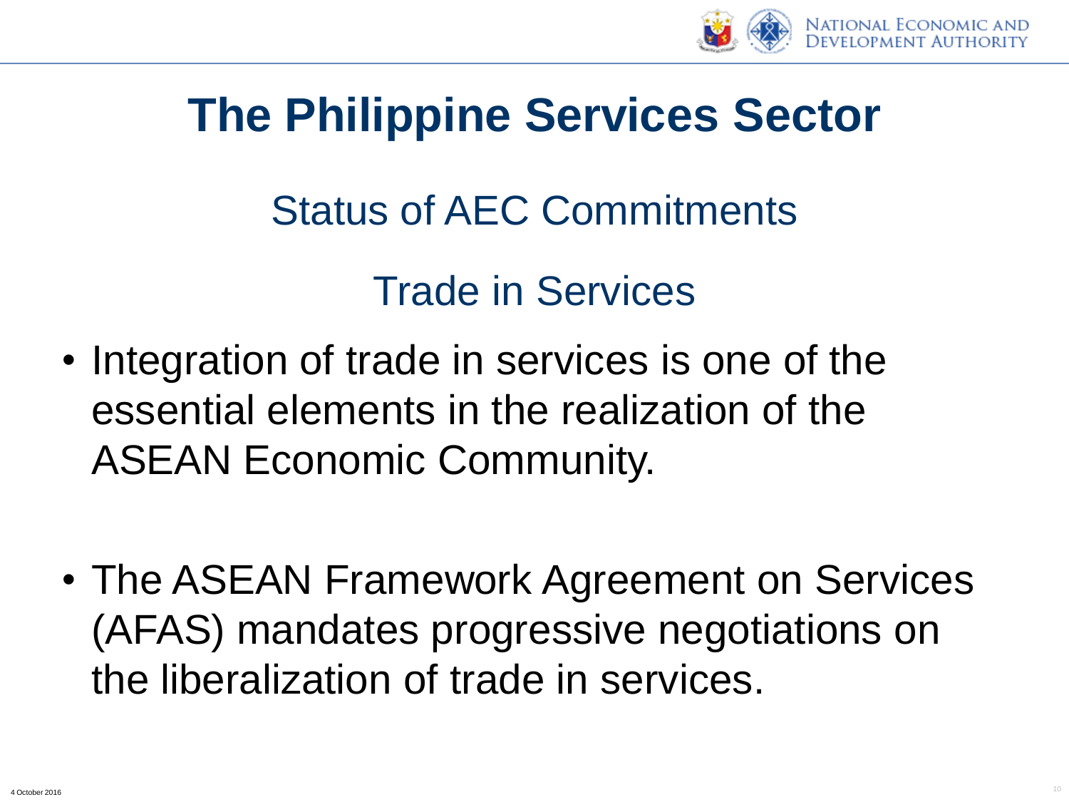# The Philippine Services Sector

## Status of AEC Commitments

## Trade in Services

- Integration of trade in services is one of the essential elements in the realization of the ASEAN Economic Community.

- The ASEAN Framework Agreement on Services (AFAS) mandates progressive negotiations on the liberalization of trade in services.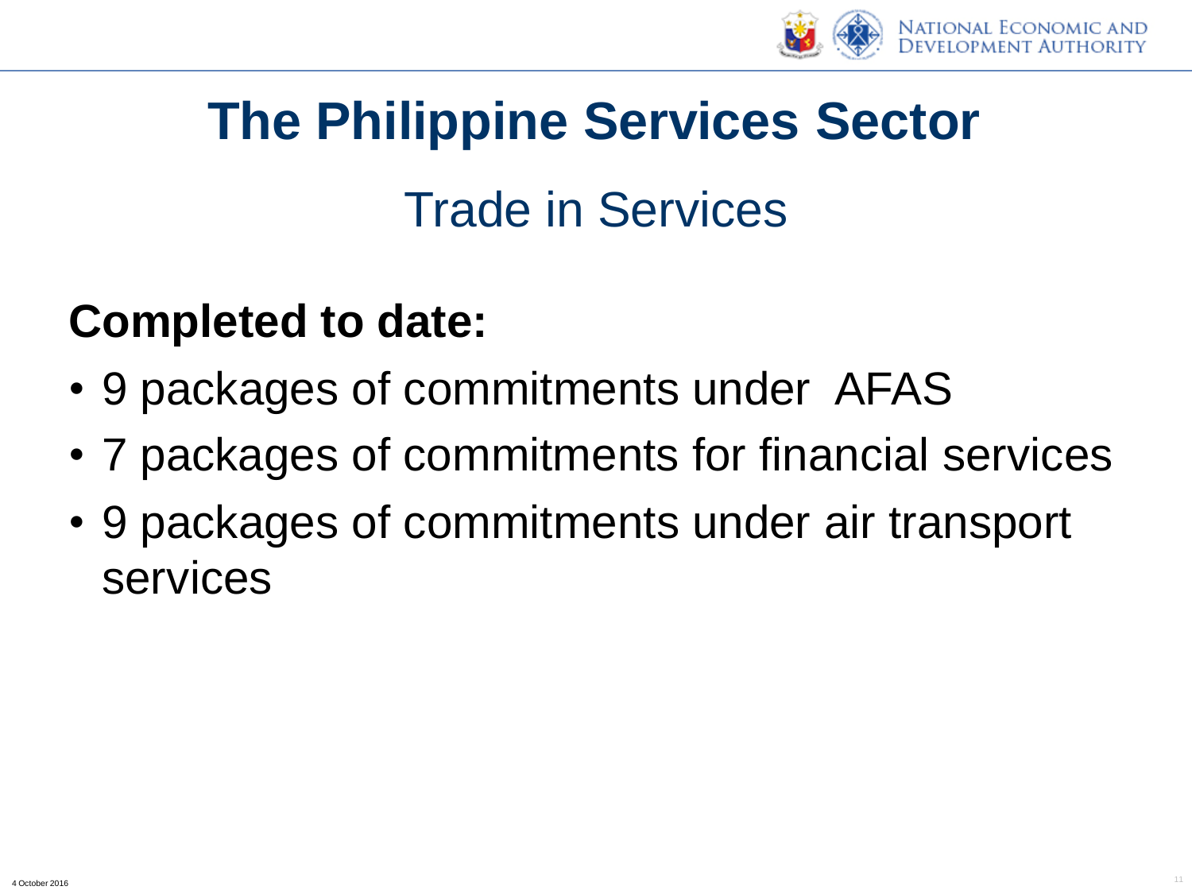# The Philippine Services Sector

## Trade in Services

**Completed to date:**

- 9 packages of commitments under AFAS
- 7 packages of commitments for financial services
- 9 packages of commitments under air transport services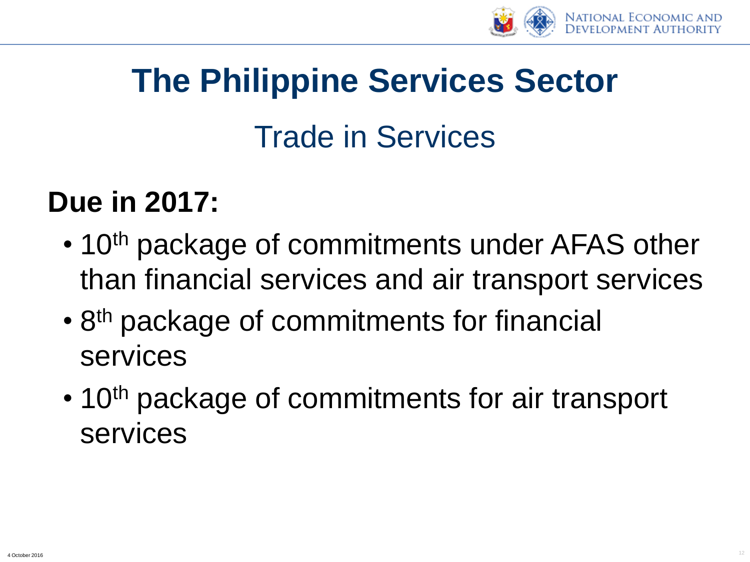# The Philippine Services Sector

## Trade in Services

**Due in 2017:**

- 10th package of commitments under AFAS other than financial services and air transport services
- 8th package of commitments for financial services
- 10th package of commitments for air transport services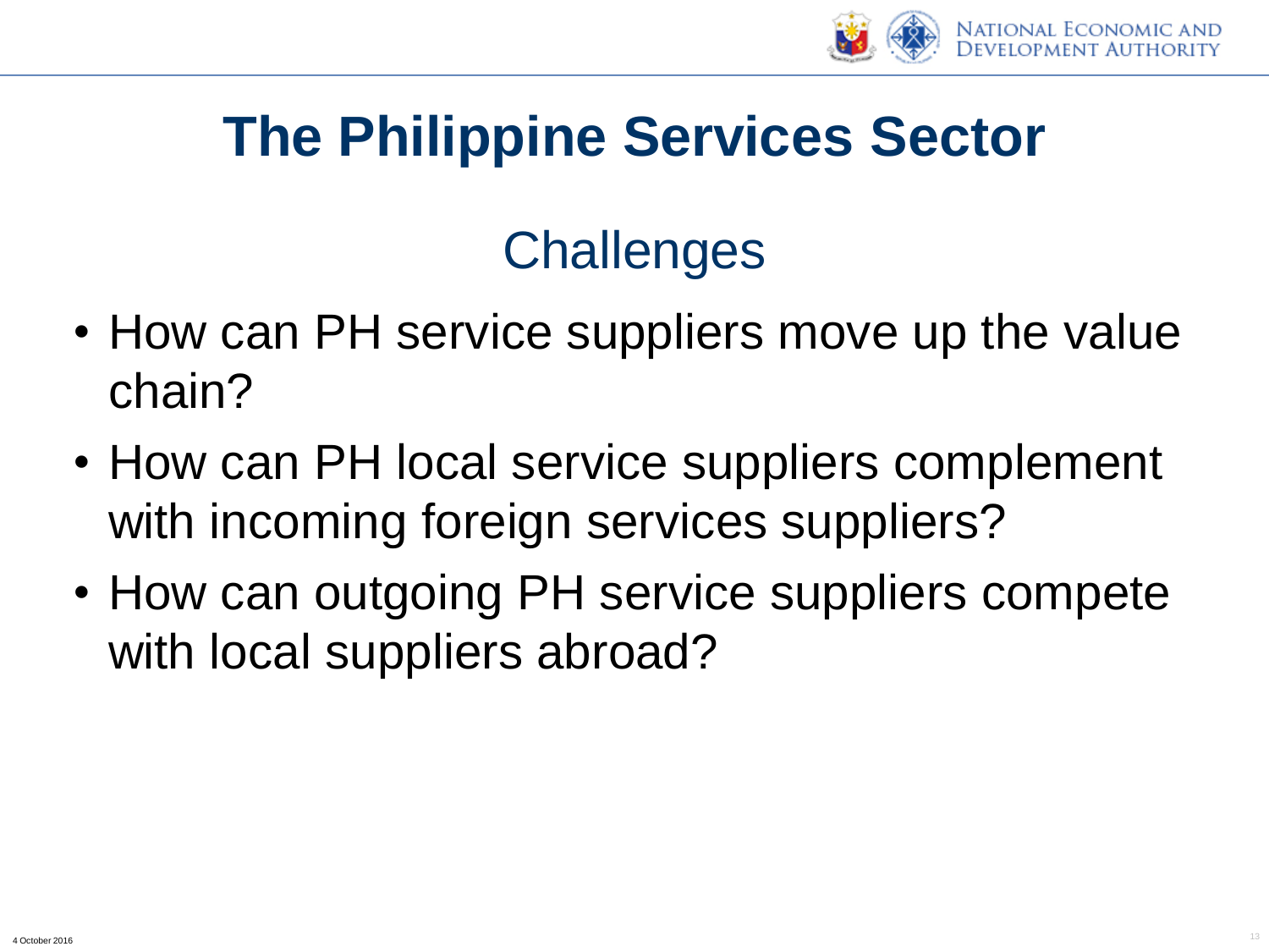# The Philippine Services Sector

## Challenges

- How can PH service suppliers move up the value chain?
- How can PH local service suppliers complement with incoming foreign services suppliers?
- How can outgoing PH service suppliers compete with local suppliers abroad?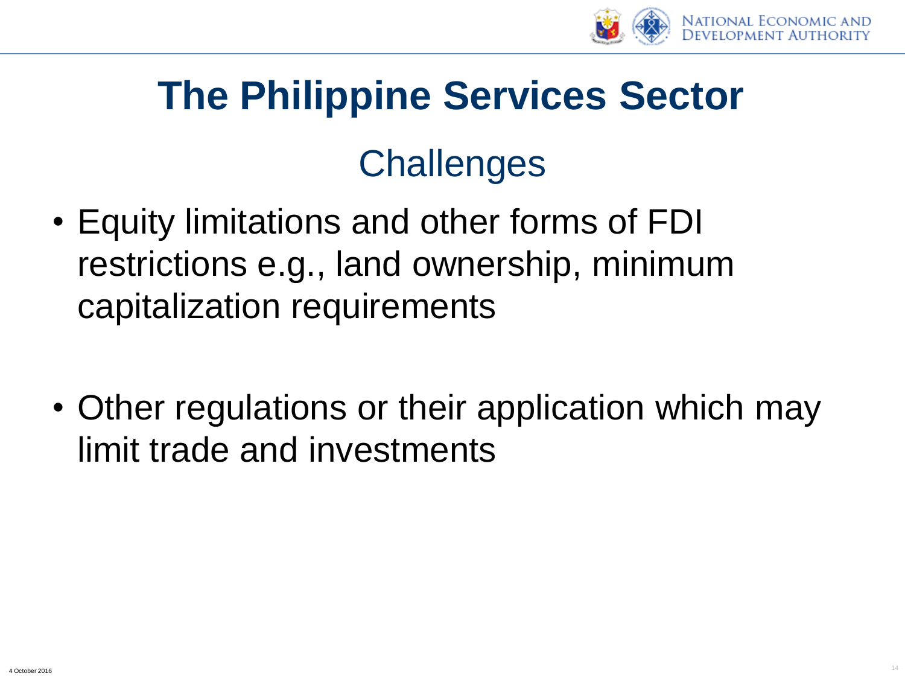# The Philippine Services Sector

## Challenges

- Equity limitations and other forms of FDI restrictions e.g., land ownership, minimum capitalization requirements

- Other regulations or their application which may limit trade and investments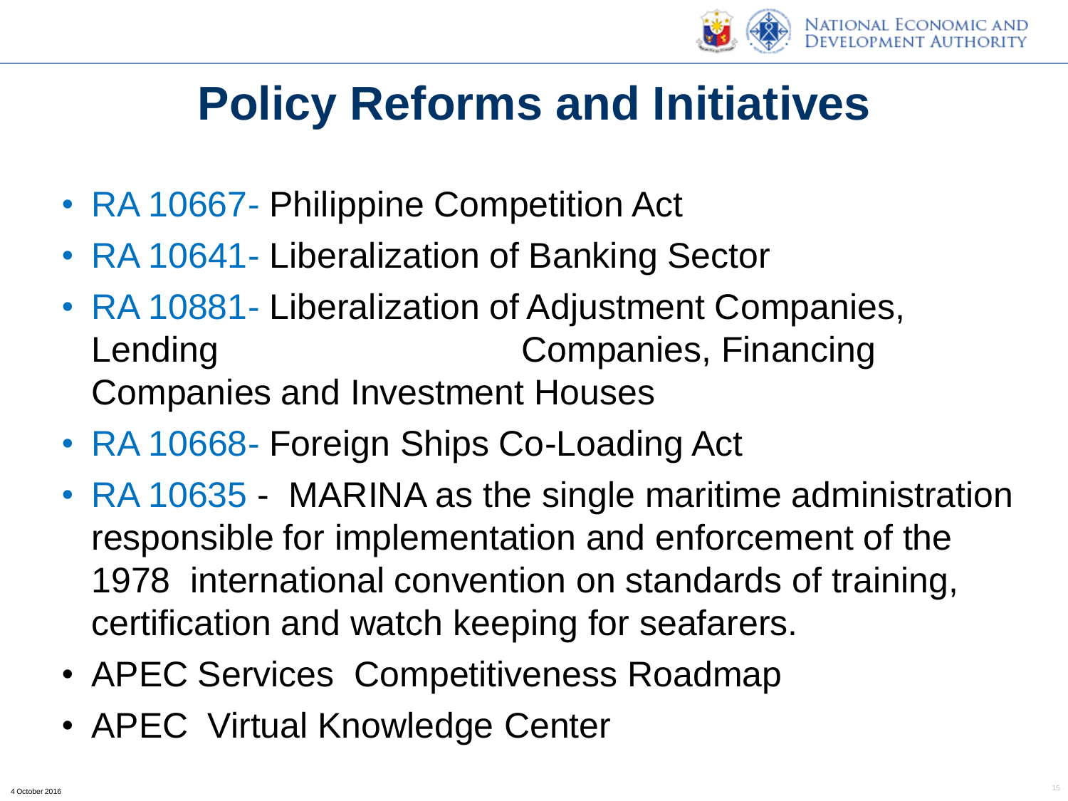# Policy Reforms and Initiatives

- RA 10667- Philippine Competition Act
- RA 10641- Liberalization of Banking Sector
- RA 10881- Liberalization of Adjustment Companies, Lending Companies, Financing Companies and Investment Houses
- RA 10668- Foreign Ships Co-Loading Act
- RA 10635 - MARINA as the single maritime administration responsible for implementation and enforcement of the 1978 international convention on standards of training, certification and watch keeping for seafarers.
- APEC Services Competitiveness Roadmap
- APEC Virtual Knowledge Center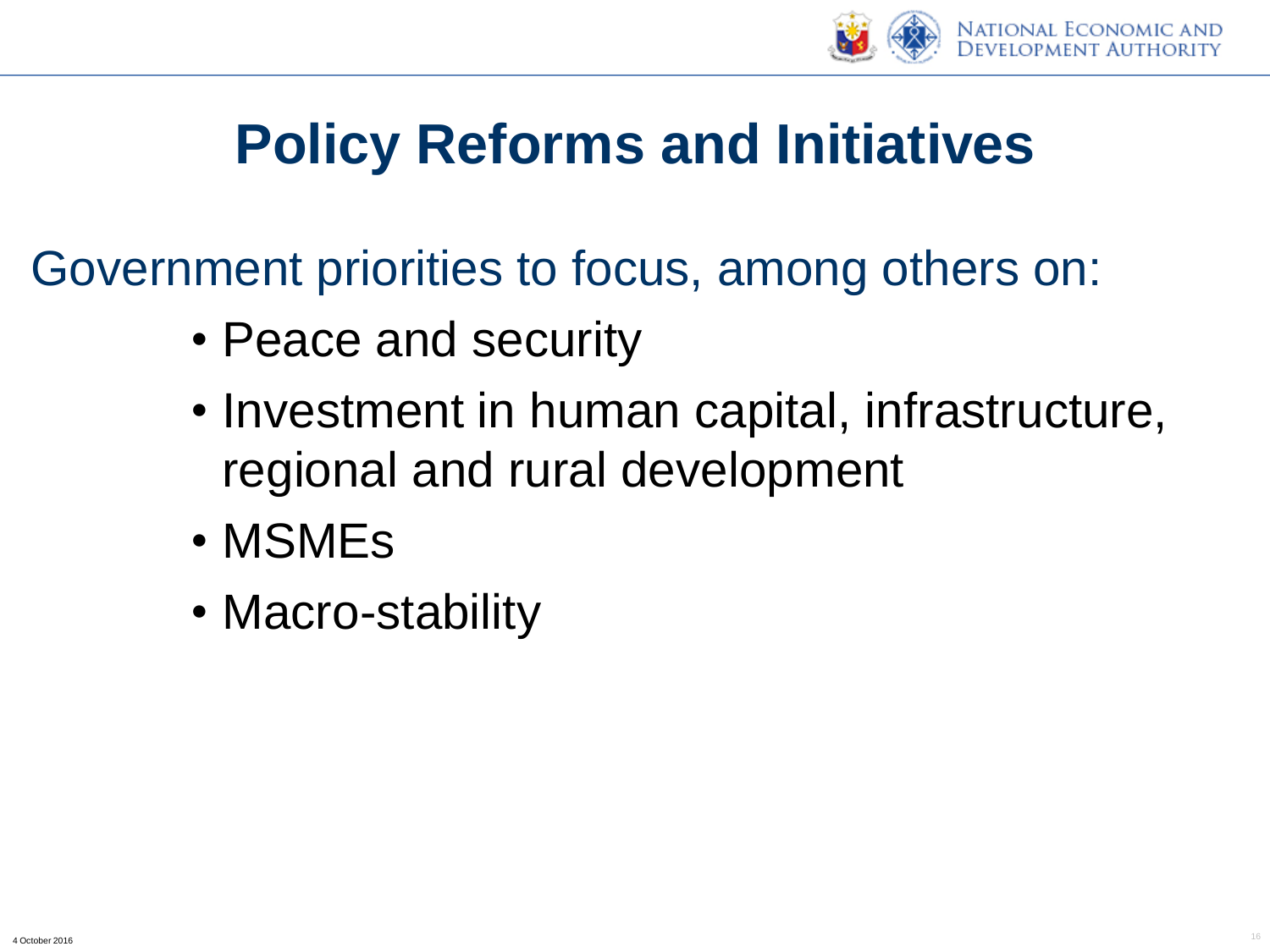# Policy Reforms and Initiatives

Government priorities to focus, among others on:

- Peace and security
- Investment in human capital, infrastructure, regional and rural development
- MSMEs
- Macro-stability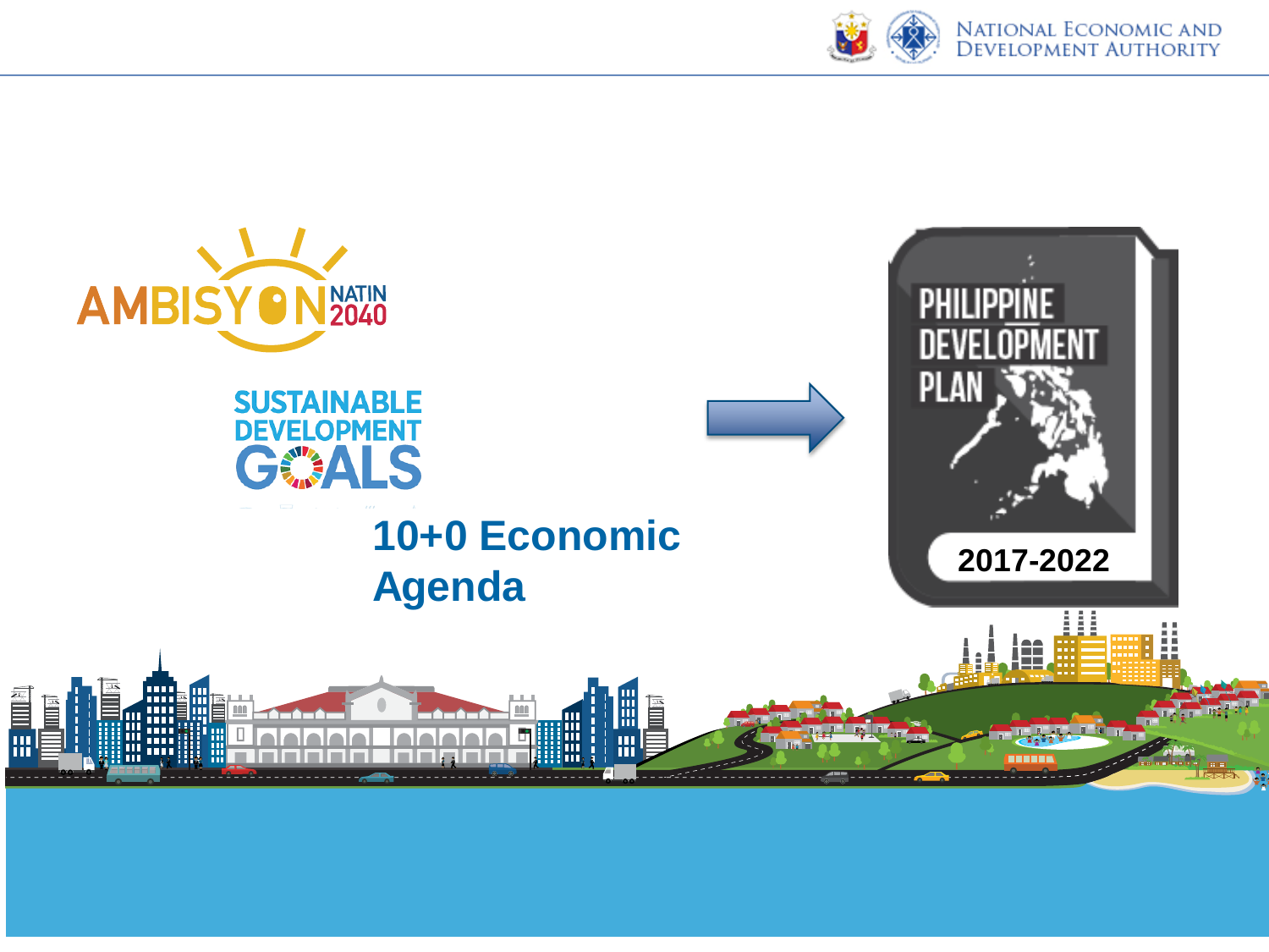AMBISYON NATIN 2040

SUSTAINABLE DEVELOPMENT GOALS

**10+0 Economic Agenda**

PHILIPPINE DEVELOPMENT PLAN

2017-2022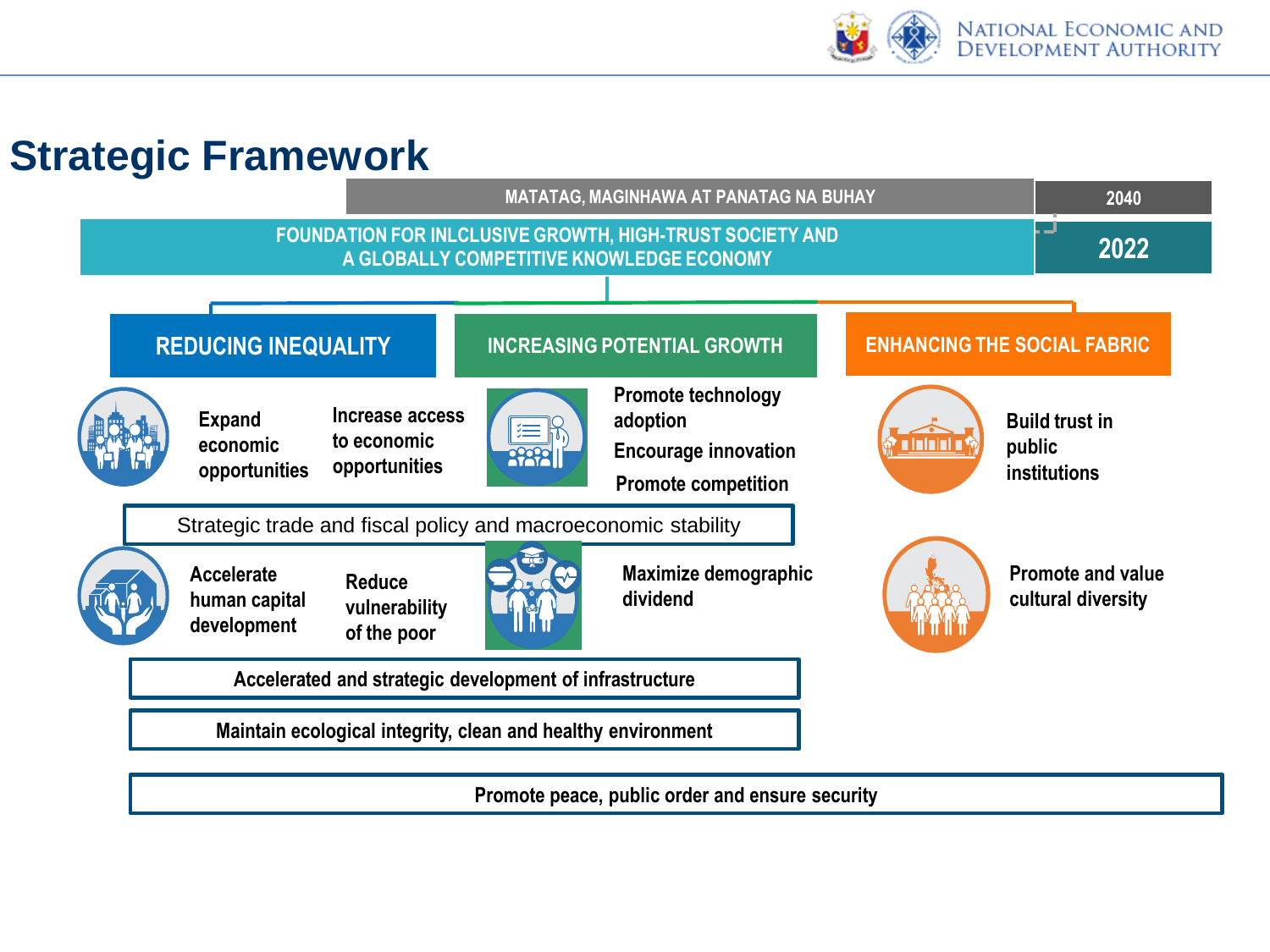# Strategic Framework

MATATAG, MAGINHAWA AT PANATAG NA BUHAY — 2040

FOUNDATION FOR INLCLUSIVE GROWTH, HIGH-TRUST SOCIETY AND A GLOBALLY COMPETITIVE KNOWLEDGE ECONOMY — 2022

## REDUCING INEQUALITY

- Expand economic opportunities
- Increase access to economic opportunities
- Accelerate human capital development
- Reduce vulnerability of the poor

## INCREASING POTENTIAL GROWTH

- Promote technology adoption
- Encourage innovation
- Promote competition
- Maximize demographic dividend

## ENHANCING THE SOCIAL FABRIC

- Build trust in public institutions
- Promote and value cultural diversity

---

Strategic trade and fiscal policy and macroeconomic stability

Accelerated and strategic development of infrastructure

Maintain ecological integrity, clean and healthy environment

Promote peace, public order and ensure security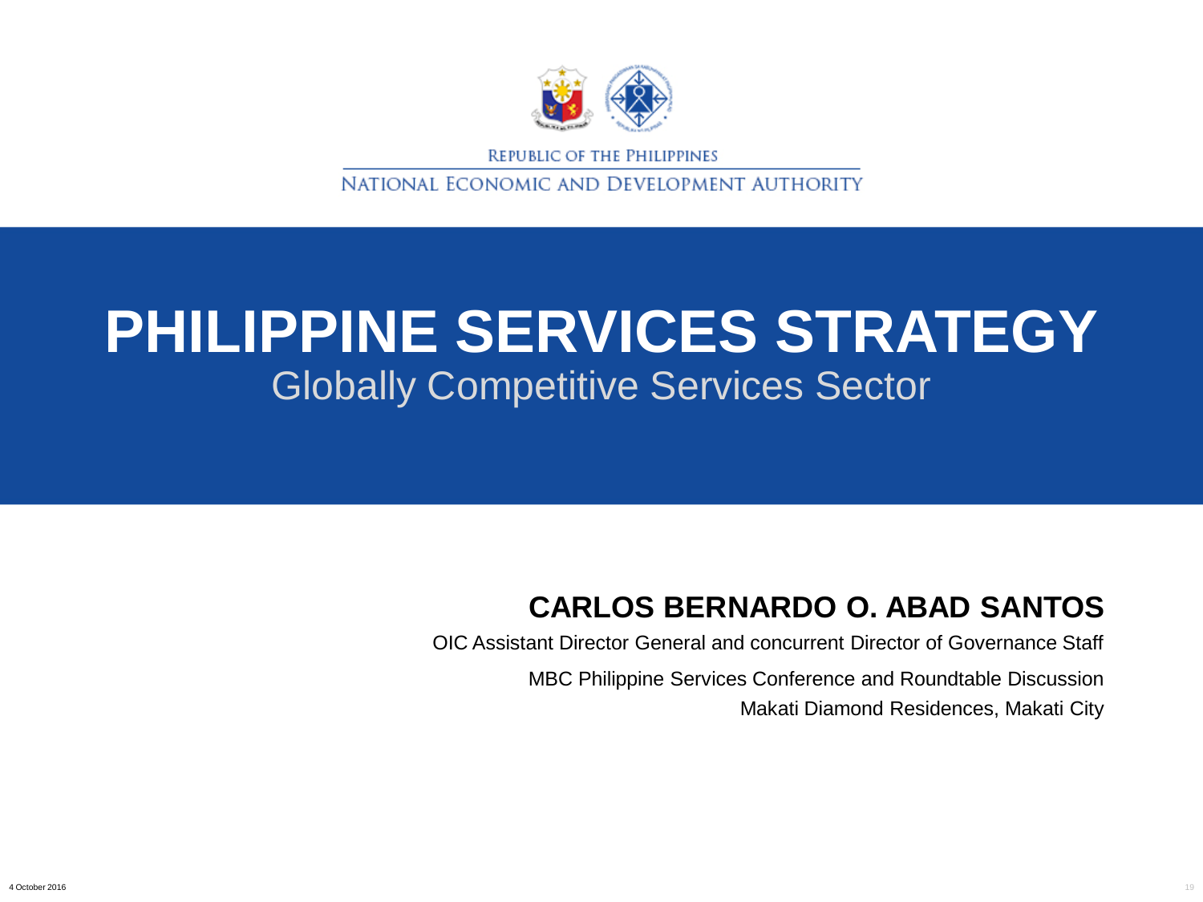REPUBLIC OF THE PHILIPPINES

NATIONAL ECONOMIC AND DEVELOPMENT AUTHORITY

# PHILIPPINE SERVICES STRATEGY

## Globally Competitive Services Sector

**CARLOS BERNARDO O. ABAD SANTOS**

OIC Assistant Director General and concurrent Director of Governance Staff

MBC Philippine Services Conference and Roundtable Discussion

Makati Diamond Residences, Makati City

4 October 2016